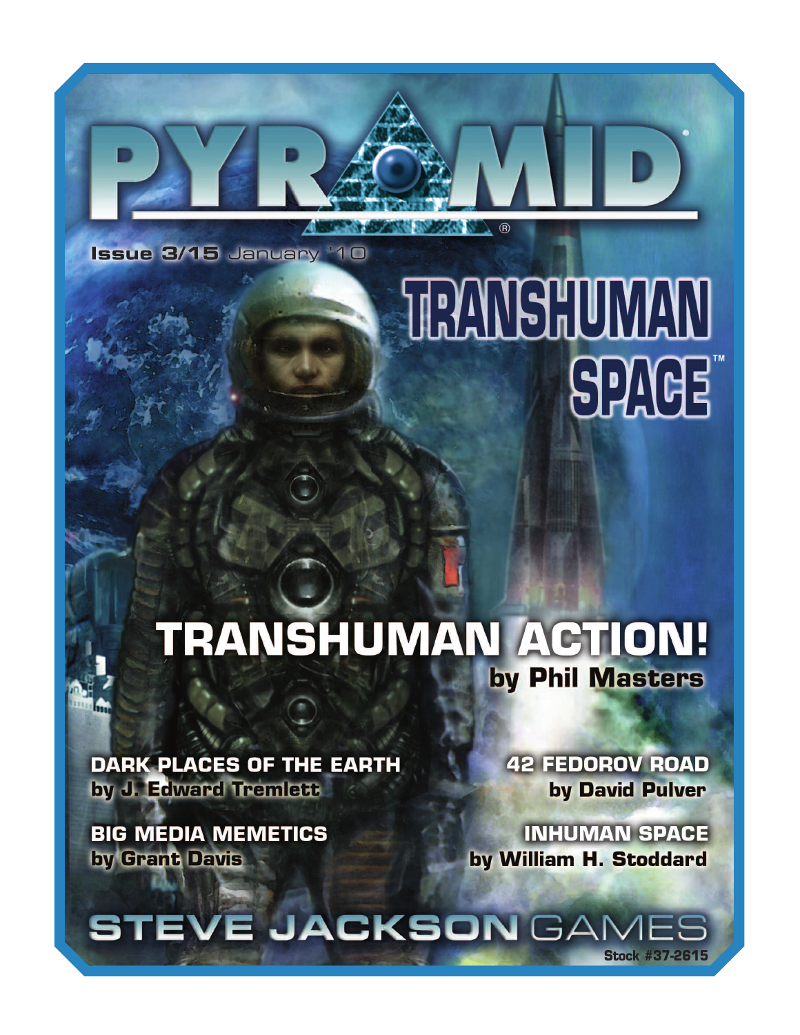# PYRAMID®

**Issue 3/15** January '10

# TRANSHUMAN SPACE™

## TRANSHUMAN ACTION!

**by Phil Masters**

**DARK PLACES OF THE EARTH**
**by J. Edward Tremlett**

**BIG MEDIA MEMETICS**
**by Grant Davis**

**42 FEDOROV ROAD**
**by David Pulver**

**INHUMAN SPACE**
**by William H. Stoddard**

**STEVE JACKSON GAMES**

**Stock #37-2615**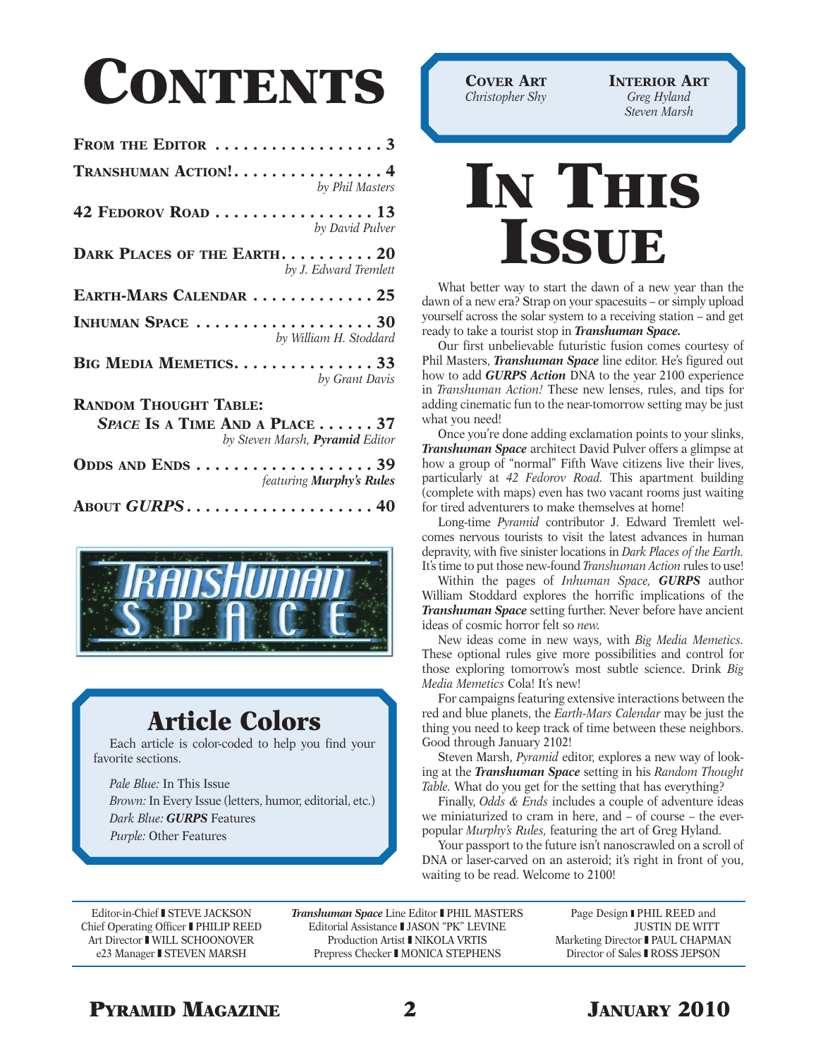# Contents

**From the Editor** . . . . . . . . . . . . . . . . . . 3

**Transhuman Action!** . . . . . . . . . . . . . . . . 4
*by Phil Masters*

**42 Fedorov Road** . . . . . . . . . . . . . . . . . 13
*by David Pulver*

**Dark Places of the Earth** . . . . . . . . . . 20
*by J. Edward Tremlett*

**Earth-Mars Calendar** . . . . . . . . . . . . . 25

**Inhuman Space** . . . . . . . . . . . . . . . . . . . 30
*by William H. Stoddard*

**Big Media Memetics** . . . . . . . . . . . . . . . 33
*by Grant Davis*

**Random Thought Table:**
***Space* Is a Time and a Place** . . . . . . 37
*by Steven Marsh, **Pyramid** Editor*

**Odds and Ends** . . . . . . . . . . . . . . . . . . . 39
*featuring **Murphy's Rules***

**About *GURPS*** . . . . . . . . . . . . . . . . . . . . 40

## Article Colors

Each article is color-coded to help you find your favorite sections.

*Pale Blue:* In This Issue
*Brown:* In Every Issue (letters, humor, editorial, etc.)
*Dark Blue:* ***GURPS*** Features
*Purple:* Other Features

**Cover Art**
*Christopher Shy*

**Interior Art**
*Greg Hyland*
*Steven Marsh*

# In This Issue

What better way to start the dawn of a new year than the dawn of a new era? Strap on your spacesuits – or simply upload yourself across the solar system to a receiving station – and get ready to take a tourist stop in ***Transhuman Space.***

Our first unbelievable futuristic fusion comes courtesy of Phil Masters, ***Transhuman Space*** line editor. He's figured out how to add ***GURPS Action*** DNA to the year 2100 experience in *Transhuman Action!* These new lenses, rules, and tips for adding cinematic fun to the near-tomorrow setting may be just what you need!

Once you're done adding exclamation points to your slinks, ***Transhuman Space*** architect David Pulver offers a glimpse at how a group of "normal" Fifth Wave citizens live their lives, particularly at *42 Fedorov Road.* This apartment building (complete with maps) even has two vacant rooms just waiting for tired adventurers to make themselves at home!

Long-time *Pyramid* contributor J. Edward Tremlett welcomes nervous tourists to visit the latest advances in human depravity, with five sinister locations in *Dark Places of the Earth.* It's time to put those new-found *Transhuman Action* rules to use!

Within the pages of *Inhuman Space,* ***GURPS*** author William Stoddard explores the horrific implications of the ***Transhuman Space*** setting further. Never before have ancient ideas of cosmic horror felt so *new.*

New ideas come in new ways, with *Big Media Memetics.* These optional rules give more possibilities and control for those exploring tomorrow's most subtle science. Drink *Big Media Memetics* Cola! It's new!

For campaigns featuring extensive interactions between the red and blue planets, the *Earth-Mars Calendar* may be just the thing you need to keep track of time between these neighbors. Good through January 2102!

Steven Marsh, *Pyramid* editor, explores a new way of looking at the ***Transhuman Space*** setting in his *Random Thought Table.* What do you get for the setting that has everything?

Finally, *Odds & Ends* includes a couple of adventure ideas we miniaturized to cram in here, and – of course – the ever-popular *Murphy's Rules,* featuring the art of Greg Hyland.

Your passport to the future isn't nanoscrawled on a scroll of DNA or laser-carved on an asteroid; it's right in front of you, waiting to be read. Welcome to 2100!

Editor-in-Chief ❚ STEVE JACKSON
Chief Operating Officer ❚ PHILIP REED
Art Director ❚ WILL SCHOONOVER
e23 Manager ❚ STEVEN MARSH

***Transhuman Space*** Line Editor ❚ PHIL MASTERS
Editorial Assistance ❚ JASON "PK" LEVINE
Production Artist ❚ NIKOLA VRTIS
Prepress Checker ❚ MONICA STEPHENS

Page Design ❚ PHIL REED and JUSTIN DE WITT
Marketing Director ❚ PAUL CHAPMAN
Director of Sales ❚ ROSS JEPSON